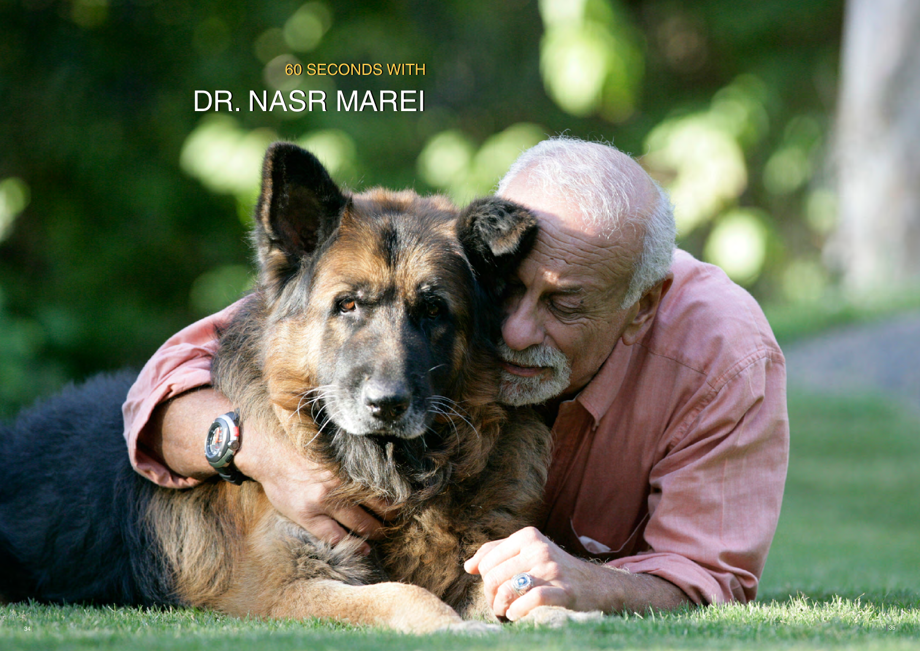60 SECONDS WITH

# DR. NASR MAREI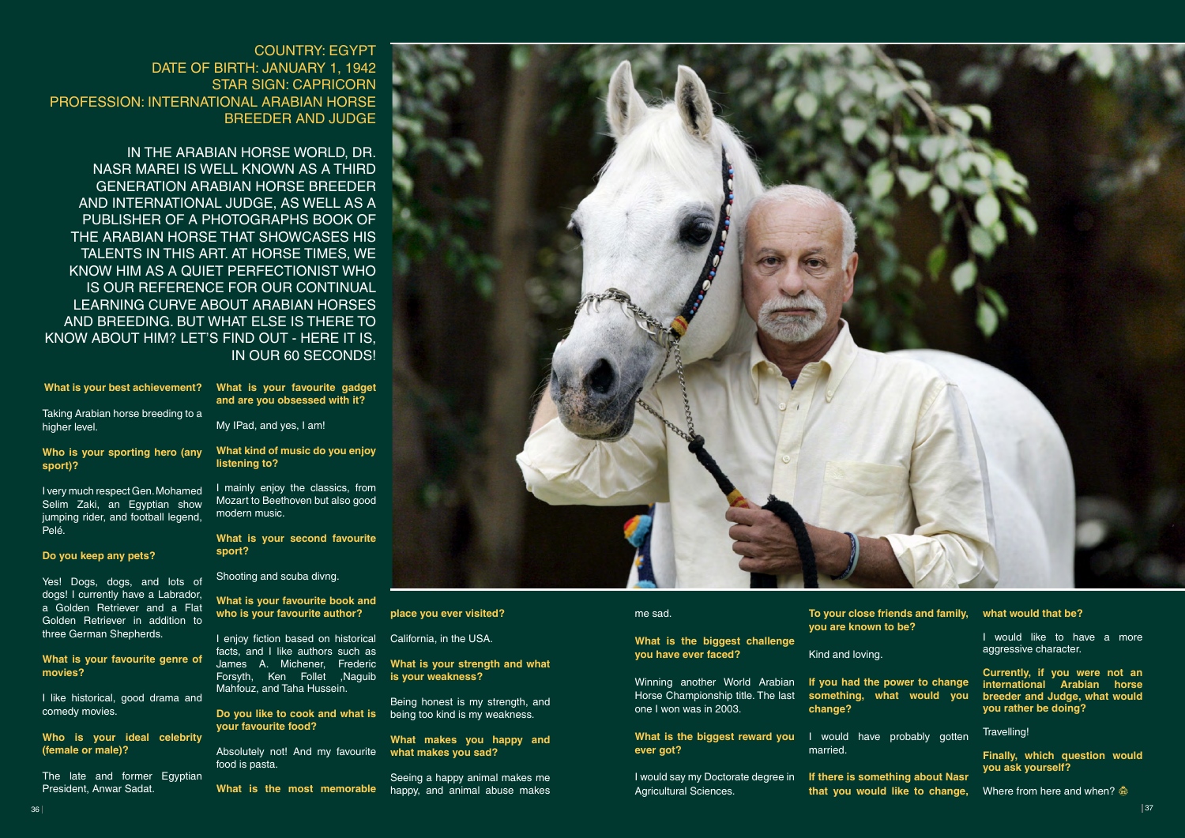COUNTRY: EGYPT
DATE OF BIRTH: JANUARY 1, 1942
STAR SIGN: CAPRICORN
PROFESSION: INTERNATIONAL ARABIAN HORSE BREEDER AND JUDGE

IN THE ARABIAN HORSE WORLD, DR. NASR MAREI IS WELL KNOWN AS A THIRD GENERATION ARABIAN HORSE BREEDER AND INTERNATIONAL JUDGE, AS WELL AS A PUBLISHER OF A PHOTOGRAPHS BOOK OF THE ARABIAN HORSE THAT SHOWCASES HIS TALENTS IN THIS ART. AT HORSE TIMES, WE KNOW HIM AS A QUIET PERFECTIONIST WHO IS OUR REFERENCE FOR OUR CONTINUAL LEARNING CURVE ABOUT ARABIAN HORSES AND BREEDING. BUT WHAT ELSE IS THERE TO KNOW ABOUT HIM? LET'S FIND OUT - HERE IT IS, IN OUR 60 SECONDS!

**What is your best achievement?**

Taking Arabian horse breeding to a higher level.

**Who is your sporting hero (any sport)?**

I very much respect Gen. Mohamed Selim Zaki, an Egyptian show jumping rider, and football legend, Pelé.

**Do you keep any pets?**

Yes! Dogs, dogs, and lots of dogs! I currently have a Labrador, a Golden Retriever and a Flat Golden Retriever in addition to three German Shepherds.

**What is your favourite genre of movies?**

I like historical, good drama and comedy movies.

**Who is your ideal celebrity (female or male)?**

The late and former Egyptian President, Anwar Sadat.

**What is your favourite gadget and are you obsessed with it?**

My IPad, and yes, I am!

**What kind of music do you enjoy listening to?**

I mainly enjoy the classics, from Mozart to Beethoven but also good modern music.

**What is your second favourite sport?**

Shooting and scuba divng.

**What is your favourite book and who is your favourite author?**

I enjoy fiction based on historical facts, and I like authors such as James A. Michener, Frederic Forsyth, Ken Follet ,Naguib Mahfouz, and Taha Hussein.

**Do you like to cook and what is your favourite food?**

Absolutely not! And my favourite food is pasta.

**What is the most memorable place you ever visited?**

California, in the USA.

**What is your strength and what is your weakness?**

Being honest is my strength, and being too kind is my weakness.

**What makes you happy and what makes you sad?**

Seeing a happy animal makes me happy, and animal abuse makes me sad.

**What is the biggest challenge you have ever faced?**

Winning another World Arabian Horse Championship title. The last one I won was in 2003.

**What is the biggest reward you ever got?**

I would say my Doctorate degree in Agricultural Sciences.

**To your close friends and family, you are known to be?**

Kind and loving.

**If you had the power to change something, what would you change?**

I would have probably gotten married.

**If there is something about Nasr that you would like to change, what would that be?**

I would like to have a more aggressive character.

**Currently, if you were not an international Arabian horse breeder and Judge, what would you rather be doing?**

Travelling!

**Finally, which question would you ask yourself?**

Where from here and when?